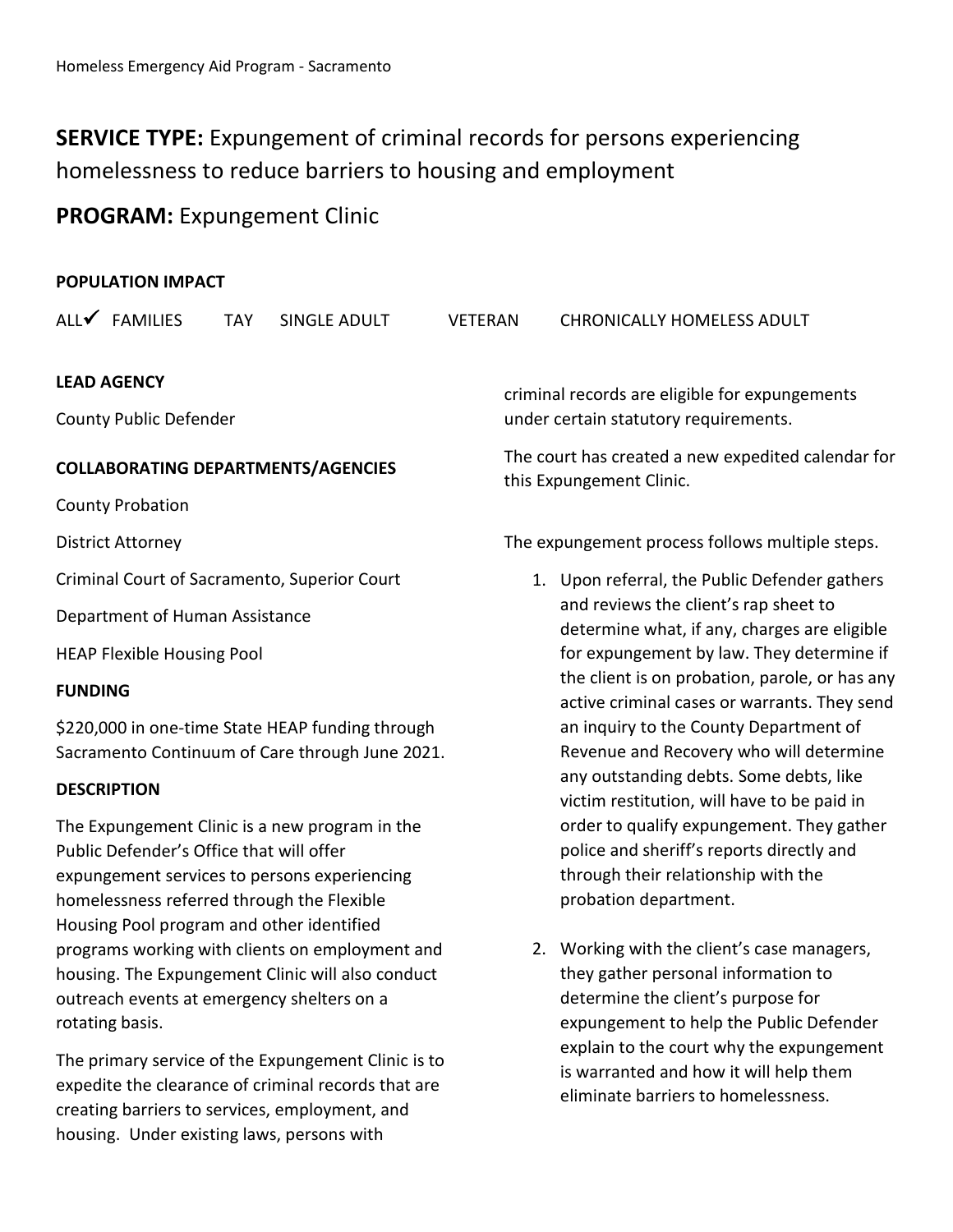**SERVICE TYPE:** Expungement of criminal records for persons experiencing homelessness to reduce barriers to housing and employment

**PROGRAM:** Expungement Clinic

**POPULATION IMPACT**

ALL✓ FAMILIES TAY SINGLE ADULT VETERAN CHRONICALLY HOMELESS ADULT

**LEAD AGENCY**

County Public Defender

**COLLABORATING DEPARTMENTS/AGENCIES**

County Probation

District Attorney

Criminal Court of Sacramento, Superior Court

Department of Human Assistance

HEAP Flexible Housing Pool

**FUNDING**

$220,000 in one-time State HEAP funding through Sacramento Continuum of Care through June 2021.

**DESCRIPTION**

The Expungement Clinic is a new program in the Public Defender's Office that will offer expungement services to persons experiencing homelessness referred through the Flexible Housing Pool program and other identified programs working with clients on employment and housing. The Expungement Clinic will also conduct outreach events at emergency shelters on a rotating basis.

The primary service of the Expungement Clinic is to expedite the clearance of criminal records that are creating barriers to services, employment, and housing. Under existing laws, persons with criminal records are eligible for expungements under certain statutory requirements.

The court has created a new expedited calendar for this Expungement Clinic.

The expungement process follows multiple steps.

1. Upon referral, the Public Defender gathers and reviews the client's rap sheet to determine what, if any, charges are eligible for expungement by law. They determine if the client is on probation, parole, or has any active criminal cases or warrants. They send an inquiry to the County Department of Revenue and Recovery who will determine any outstanding debts. Some debts, like victim restitution, will have to be paid in order to qualify expungement. They gather police and sheriff's reports directly and through their relationship with the probation department.

2. Working with the client's case managers, they gather personal information to determine the client's purpose for expungement to help the Public Defender explain to the court why the expungement is warranted and how it will help them eliminate barriers to homelessness.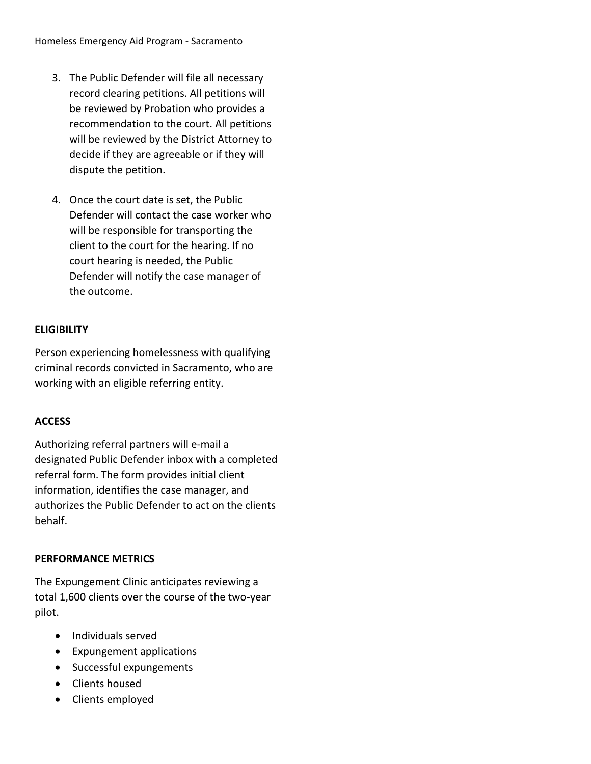3. The Public Defender will file all necessary record clearing petitions. All petitions will be reviewed by Probation who provides a recommendation to the court. All petitions will be reviewed by the District Attorney to decide if they are agreeable or if they will dispute the petition.

4. Once the court date is set, the Public Defender will contact the case worker who will be responsible for transporting the client to the court for the hearing. If no court hearing is needed, the Public Defender will notify the case manager of the outcome.

**ELIGIBILITY**

Person experiencing homelessness with qualifying criminal records convicted in Sacramento, who are working with an eligible referring entity.

**ACCESS**

Authorizing referral partners will e-mail a designated Public Defender inbox with a completed referral form. The form provides initial client information, identifies the case manager, and authorizes the Public Defender to act on the clients behalf.

**PERFORMANCE METRICS**

The Expungement Clinic anticipates reviewing a total 1,600 clients over the course of the two-year pilot.

- Individuals served
- Expungement applications
- Successful expungements
- Clients housed
- Clients employed